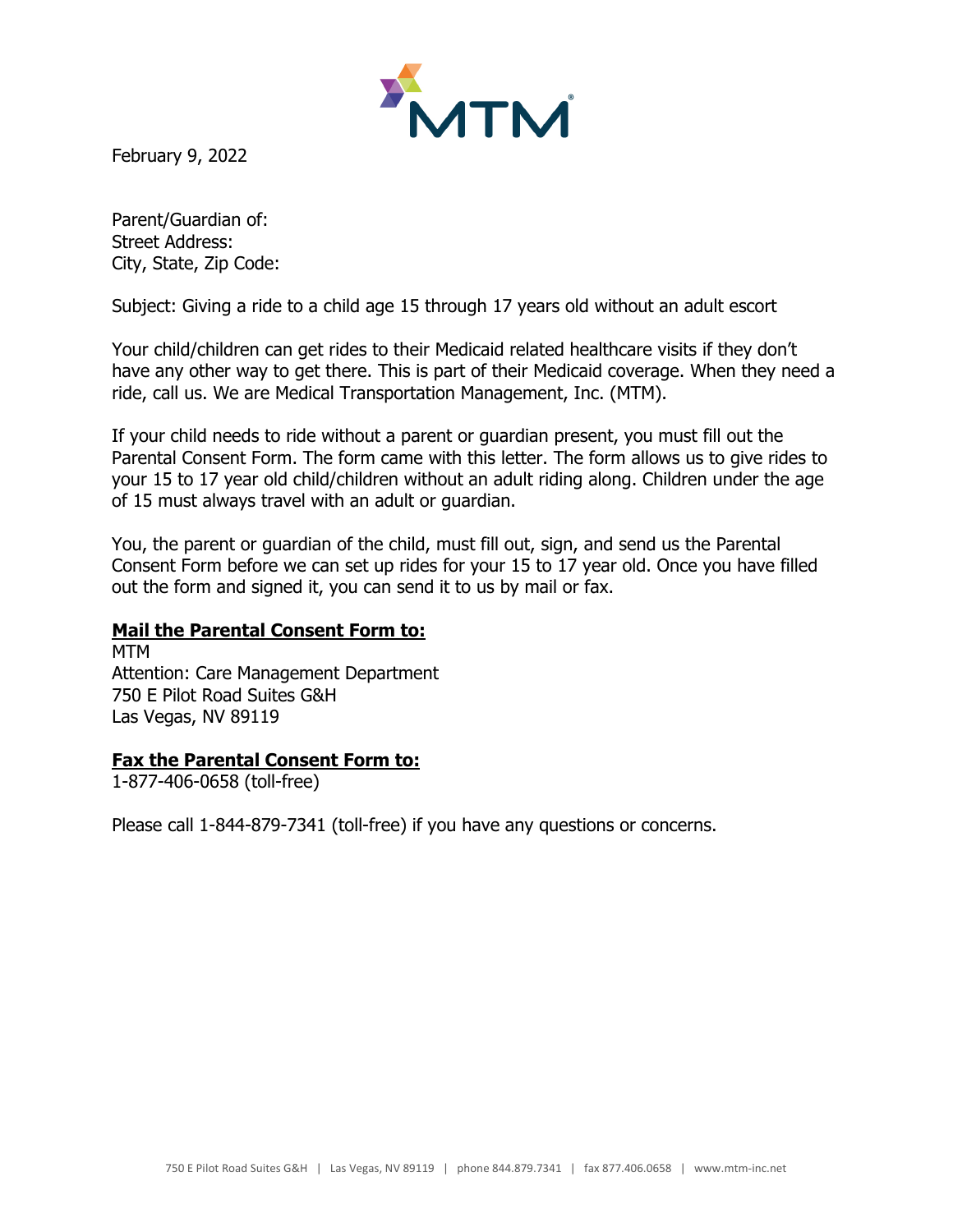February 9, 2022

Parent/Guardian of:
Street Address:
City, State, Zip Code:

Subject: Giving a ride to a child age 15 through 17 years old without an adult escort

Your child/children can get rides to their Medicaid related healthcare visits if they don't have any other way to get there. This is part of their Medicaid coverage. When they need a ride, call us. We are Medical Transportation Management, Inc. (MTM).

If your child needs to ride without a parent or guardian present, you must fill out the Parental Consent Form. The form came with this letter. The form allows us to give rides to your 15 to 17 year old child/children without an adult riding along. Children under the age of 15 must always travel with an adult or guardian.

You, the parent or guardian of the child, must fill out, sign, and send us the Parental Consent Form before we can set up rides for your 15 to 17 year old. Once you have filled out the form and signed it, you can send it to us by mail or fax.

**Mail the Parental Consent Form to:**
MTM
Attention: Care Management Department
750 E Pilot Road Suites G&H
Las Vegas, NV 89119

**Fax the Parental Consent Form to:**
1-877-406-0658 (toll-free)

Please call 1-844-879-7341 (toll-free) if you have any questions or concerns.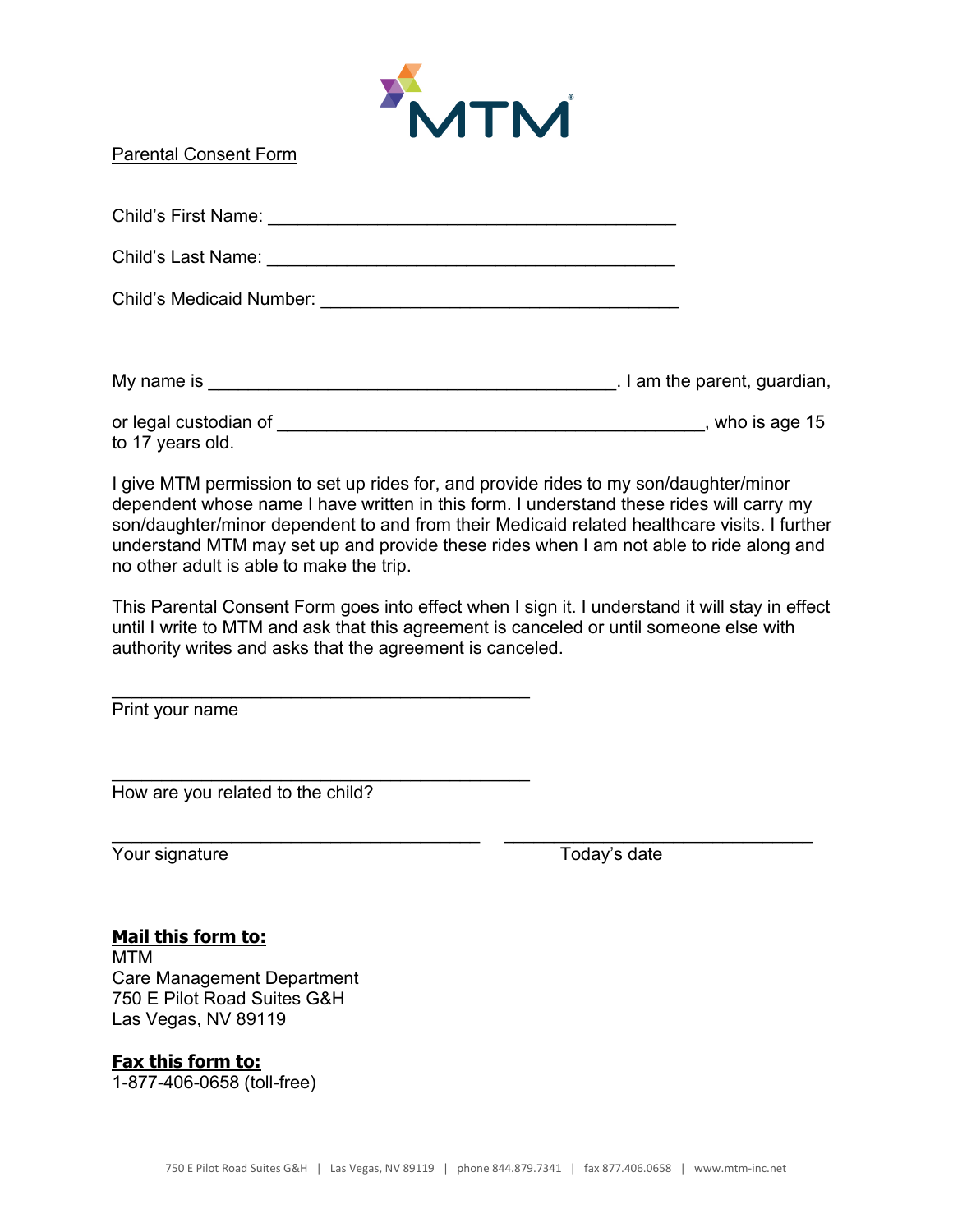Parental Consent Form

Child's First Name: ___________________________________________

Child's Last Name: ___________________________________________

Child's Medicaid Number: ______________________________________

My name is ___________________________________________. I am the parent, guardian, or legal custodian of _____________________________________________, who is age 15 to 17 years old.

I give MTM permission to set up rides for, and provide rides to my son/daughter/minor dependent whose name I have written in this form. I understand these rides will carry my son/daughter/minor dependent to and from their Medicaid related healthcare visits. I further understand MTM may set up and provide these rides when I am not able to ride along and no other adult is able to make the trip.

This Parental Consent Form goes into effect when I sign it. I understand it will stay in effect until I write to MTM and ask that this agreement is canceled or until someone else with authority writes and asks that the agreement is canceled.

_____________________________________________
Print your name

_____________________________________________
How are you related to the child?

_______________________________________ _________________________________
Your signature Today's date

**Mail this form to:**
MTM
Care Management Department
750 E Pilot Road Suites G&H
Las Vegas, NV 89119

**Fax this form to:**
1-877-406-0658 (toll-free)

750 E Pilot Road Suites G&H | Las Vegas, NV 89119 | phone 844.879.7341 | fax 877.406.0658 | www.mtm-inc.net